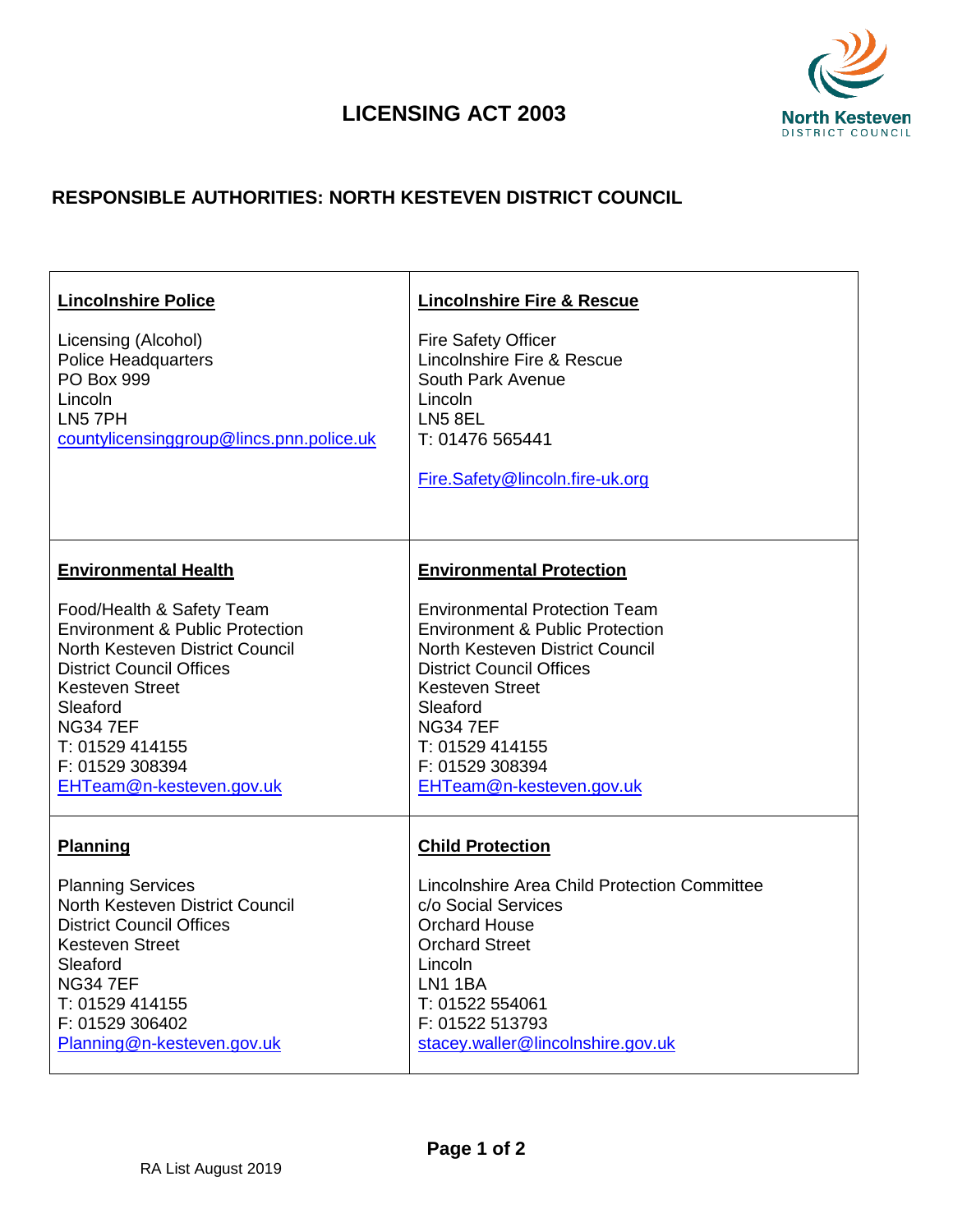# LICENSING ACT 2003

## RESPONSIBLE AUTHORITIES: NORTH KESTEVEN DISTRICT COUNCIL

| **Lincolnshire Police**<br><br>Licensing (Alcohol)<br>Police Headquarters<br>PO Box 999<br>Lincoln<br>LN5 7PH<br>countylicensinggroup@lincs.pnn.police.uk | **Lincolnshire Fire & Rescue**<br><br>Fire Safety Officer<br>Lincolnshire Fire & Rescue<br>South Park Avenue<br>Lincoln<br>LN5 8EL<br>T: 01476 565441<br><br>Fire.Safety@lincoln.fire-uk.org |
|---|---|
| **Environmental Health**<br><br>Food/Health & Safety Team<br>Environment & Public Protection<br>North Kesteven District Council<br>District Council Offices<br>Kesteven Street<br>Sleaford<br>NG34 7EF<br>T: 01529 414155<br>F: 01529 308394<br>EHTeam@n-kesteven.gov.uk | **Environmental Protection**<br><br>Environmental Protection Team<br>Environment & Public Protection<br>North Kesteven District Council<br>District Council Offices<br>Kesteven Street<br>Sleaford<br>NG34 7EF<br>T: 01529 414155<br>F: 01529 308394<br>EHTeam@n-kesteven.gov.uk |
| **Planning**<br><br>Planning Services<br>North Kesteven District Council<br>District Council Offices<br>Kesteven Street<br>Sleaford<br>NG34 7EF<br>T: 01529 414155<br>F: 01529 306402<br>Planning@n-kesteven.gov.uk | **Child Protection**<br><br>Lincolnshire Area Child Protection Committee<br>c/o Social Services<br>Orchard House<br>Orchard Street<br>Lincoln<br>LN1 1BA<br>T: 01522 554061<br>F: 01522 513793<br>stacey.waller@lincolnshire.gov.uk |

RA List August 2019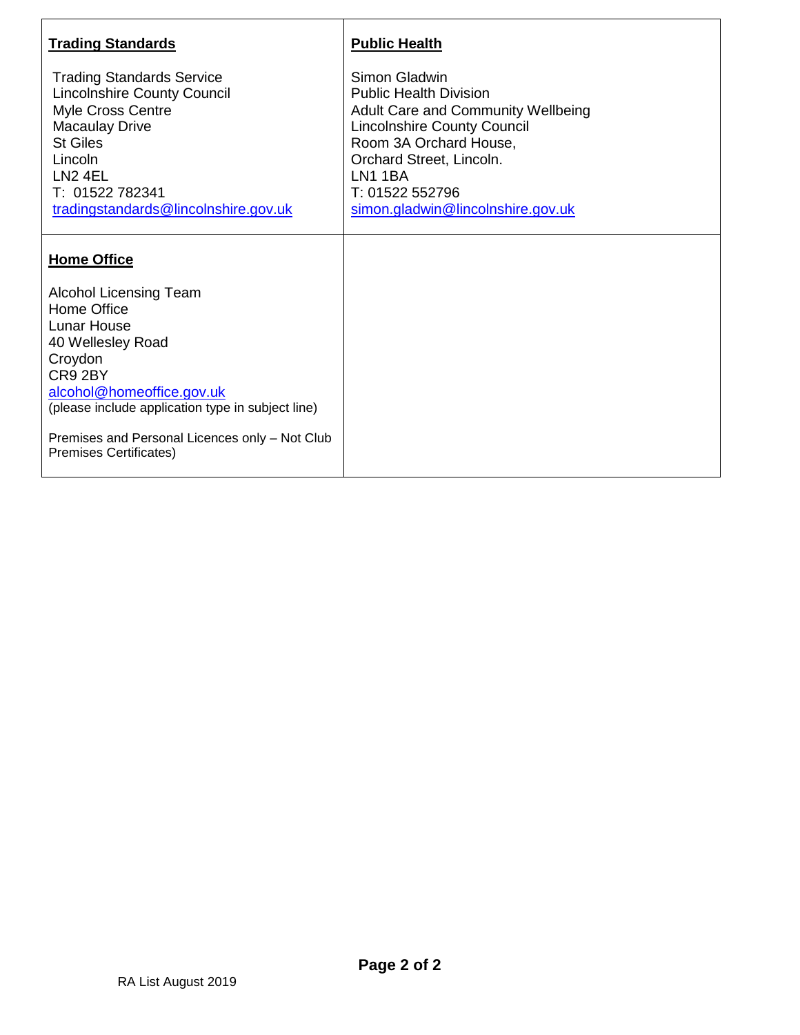| | |
|---|---|
| **Trading Standards**<br><br>Trading Standards Service<br>Lincolnshire County Council<br>Myle Cross Centre<br>Macaulay Drive<br>St Giles<br>Lincoln<br>LN2 4EL<br>T: 01522 782341<br>tradingstandards@lincolnshire.gov.uk | **Public Health**<br><br>Simon Gladwin<br>Public Health Division<br>Adult Care and Community Wellbeing<br>Lincolnshire County Council<br>Room 3A Orchard House,<br>Orchard Street, Lincoln.<br>LN1 1BA<br>T: 01522 552796<br>simon.gladwin@lincolnshire.gov.uk |
| **Home Office**<br><br>Alcohol Licensing Team<br>Home Office<br>Lunar House<br>40 Wellesley Road<br>Croydon<br>CR9 2BY<br>alcohol@homeoffice.gov.uk<br>(please include application type in subject line)<br><br>Premises and Personal Licences only – Not Club Premises Certificates) | |

RA List August 2019